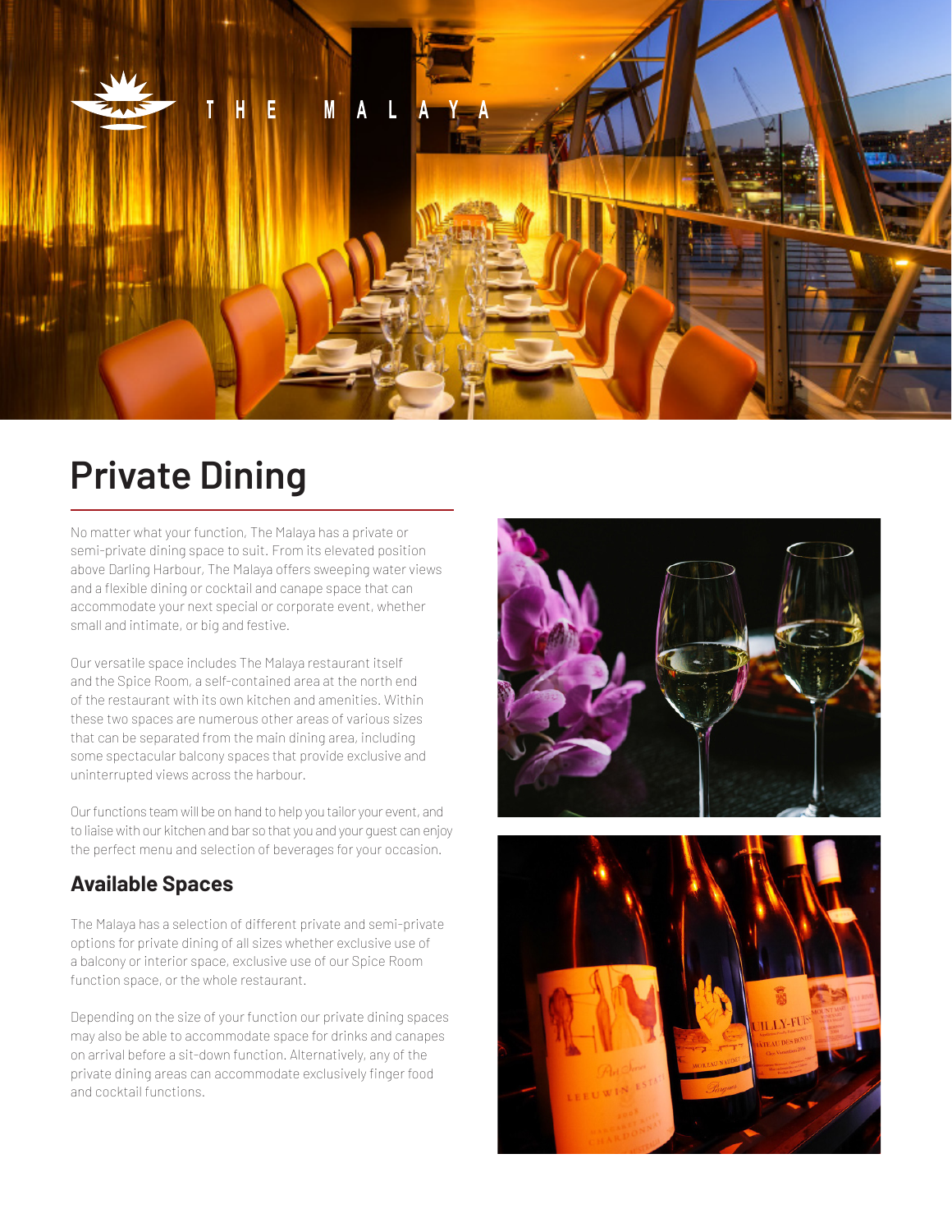THE MALAYA

# Private Dining

No matter what your function, The Malaya has a private or semi-private dining space to suit. From its elevated position above Darling Harbour, The Malaya offers sweeping water views and a flexible dining or cocktail and canape space that can accommodate your next special or corporate event, whether small and intimate, or big and festive.

Our versatile space includes The Malaya restaurant itself and the Spice Room, a self-contained area at the north end of the restaurant with its own kitchen and amenities. Within these two spaces are numerous other areas of various sizes that can be separated from the main dining area, including some spectacular balcony spaces that provide exclusive and uninterrupted views across the harbour.

Our functions team will be on hand to help you tailor your event, and to liaise with our kitchen and bar so that you and your guest can enjoy the perfect menu and selection of beverages for your occasion.

## Available Spaces

The Malaya has a selection of different private and semi-private options for private dining of all sizes whether exclusive use of a balcony or interior space, exclusive use of our Spice Room function space, or the whole restaurant.

Depending on the size of your function our private dining spaces may also be able to accommodate space for drinks and canapes on arrival before a sit-down function. Alternatively, any of the private dining areas can accommodate exclusively finger food and cocktail functions.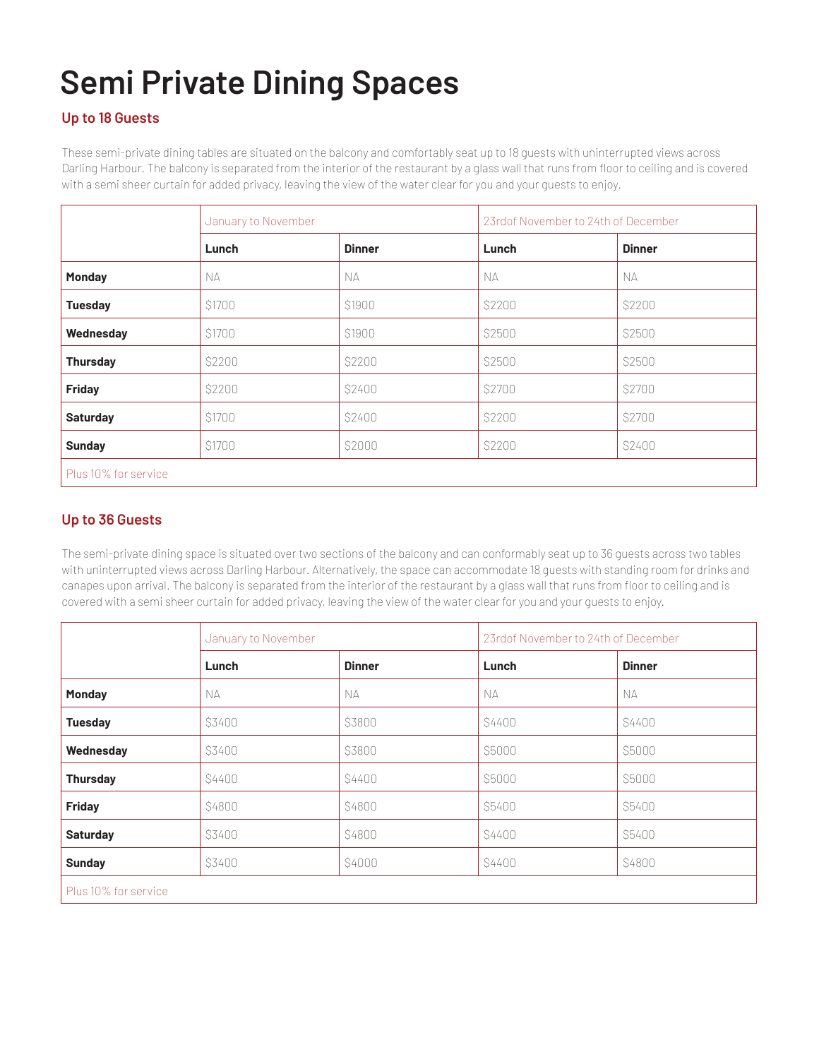# Semi Private Dining Spaces

## Up to 18 Guests

These semi-private dining tables are situated on the balcony and comfortably seat up to 18 guests with uninterrupted views across Darling Harbour. The balcony is separated from the interior of the restaurant by a glass wall that runs from floor to ceiling and is covered with a semi sheer curtain for added privacy, leaving the view of the water clear for you and your guests to enjoy.

| | January to November | | 23rdof November to 24th of December | |
|---|---|---|---|---|
| | **Lunch** | **Dinner** | **Lunch** | **Dinner** |
| **Monday** | NA | NA | NA | NA |
| **Tuesday** | $1700 | $1900 | $2200 | $2200 |
| **Wednesday** | $1700 | $1900 | $2500 | $2500 |
| **Thursday** | $2200 | $2200 | $2500 | $2500 |
| **Friday** | $2200 | $2400 | $2700 | $2700 |
| **Saturday** | $1700 | $2400 | $2200 | $2700 |
| **Sunday** | $1700 | $2000 | $2200 | $2400 |
| Plus 10% for service | | | | |

## Up to 36 Guests

The semi-private dining space is situated over two sections of the balcony and can conformably seat up to 36 guests across two tables with uninterrupted views across Darling Harbour. Alternatively, the space can accommodate 18 guests with standing room for drinks and canapes upon arrival. The balcony is separated from the interior of the restaurant by a glass wall that runs from floor to ceiling and is covered with a semi sheer curtain for added privacy, leaving the view of the water clear for you and your guests to enjoy.

| | January to November | | 23rdof November to 24th of December | |
|---|---|---|---|---|
| | **Lunch** | **Dinner** | **Lunch** | **Dinner** |
| **Monday** | NA | NA | NA | NA |
| **Tuesday** | $3400 | $3800 | $4400 | $4400 |
| **Wednesday** | $3400 | $3800 | $5000 | $5000 |
| **Thursday** | $4400 | $4400 | $5000 | $5000 |
| **Friday** | $4800 | $4800 | $5400 | $5400 |
| **Saturday** | $3400 | $4800 | $4400 | $5400 |
| **Sunday** | $3400 | $4000 | $4400 | $4800 |
| Plus 10% for service | | | | |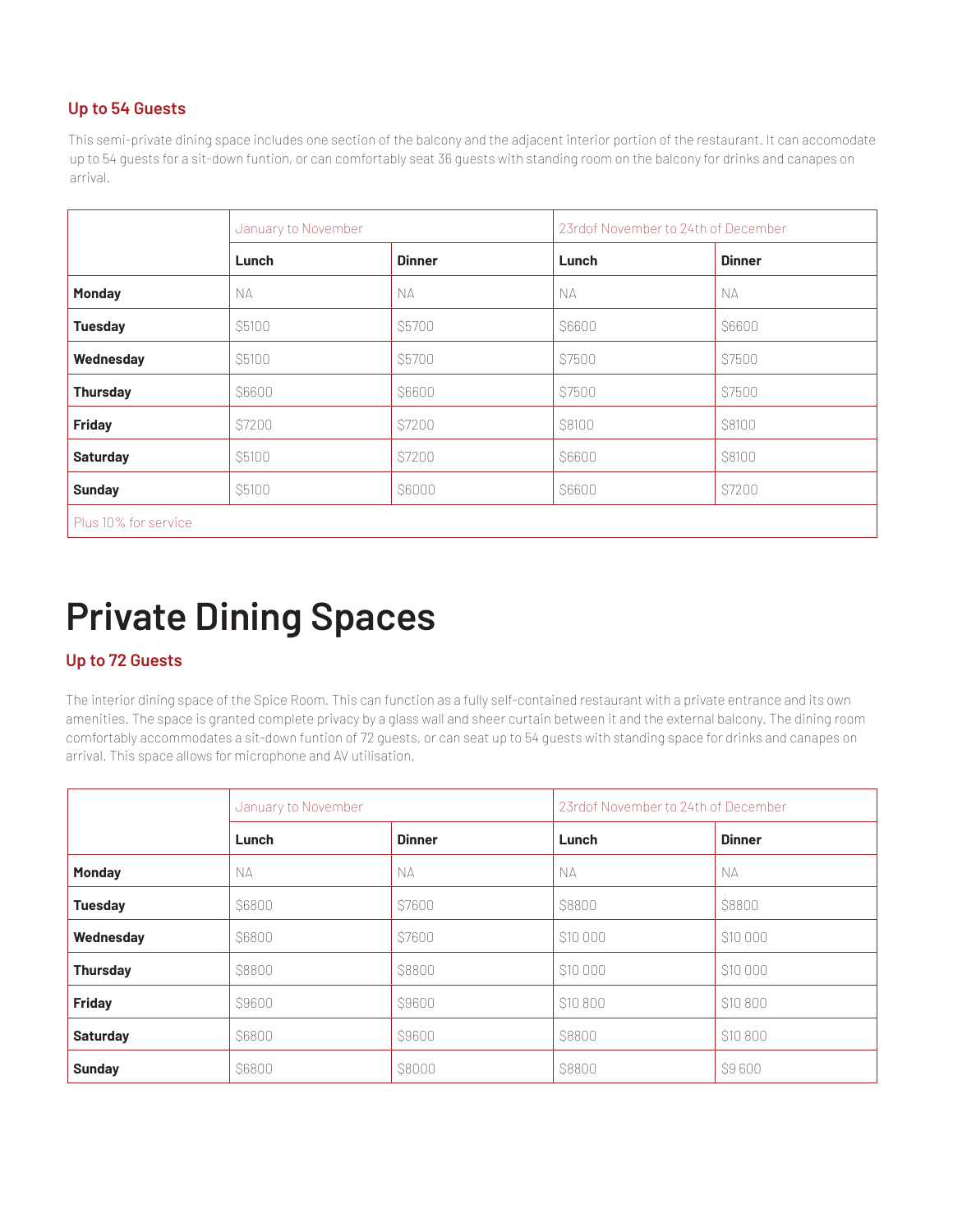### Up to 54 Guests

This semi-private dining space includes one section of the balcony and the adjacent interior portion of the restaurant. It can accomodate up to 54 guests for a sit-down funtion, or can comfortably seat 36 guests with standing room on the balcony for drinks and canapes on arrival.

| | January to November | | 23rdof November to 24th of December | |
|---|---|---|---|---|
| | **Lunch** | **Dinner** | **Lunch** | **Dinner** |
| **Monday** | NA | NA | NA | NA |
| **Tuesday** | $5100 | $5700 | $6600 | $6600 |
| **Wednesday** | $5100 | $5700 | $7500 | $7500 |
| **Thursday** | $6600 | $6600 | $7500 | $7500 |
| **Friday** | $7200 | $7200 | $8100 | $8100 |
| **Saturday** | $5100 | $7200 | $6600 | $8100 |
| **Sunday** | $5100 | $6000 | $6600 | $7200 |
| Plus 10% for service | | | | |

# Private Dining Spaces

### Up to 72 Guests

The interior dining space of the Spice Room. This can function as a fully self-contained restaurant with a private entrance and its own amenities. The space is granted complete privacy by a glass wall and sheer curtain between it and the external balcony. The dining room comfortably accommodates a sit-down funtion of 72 guests, or can seat up to 54 guests with standing space for drinks and canapes on arrival. This space allows for microphone and AV utilisation.

| | January to November | | 23rdof November to 24th of December | |
|---|---|---|---|---|
| | **Lunch** | **Dinner** | **Lunch** | **Dinner** |
| **Monday** | NA | NA | NA | NA |
| **Tuesday** | $6800 | $7600 | $8800 | $8800 |
| **Wednesday** | $6800 | $7600 | $10 000 | $10 000 |
| **Thursday** | $8800 | $8800 | $10 000 | $10 000 |
| **Friday** | $9600 | $9600 | $10 800 | $10 800 |
| **Saturday** | $6800 | $9600 | $8800 | $10 800 |
| **Sunday** | $6800 | $8000 | $8800 | $9 600 |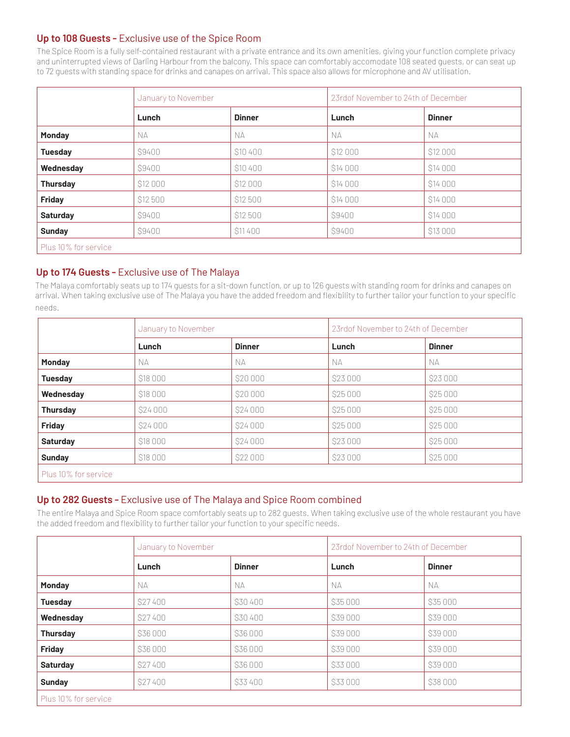## Up to 108 Guests – Exclusive use of the Spice Room

The Spice Room is a fully self-contained restaurant with a private entrance and its own amenities, giving your function complete privacy and uninterrupted views of Darling Harbour from the balcony. This space can comfortably accomodate 108 seated guests, or can seat up to 72 guests with standing space for drinks and canapes on arrival. This space also allows for microphone and AV utilisation.

| | January to November | | 23rdof November to 24th of December | |
|---|---|---|---|---|
| | **Lunch** | **Dinner** | **Lunch** | **Dinner** |
| **Monday** | NA | NA | NA | NA |
| **Tuesday** | $9400 | $10 400 | $12 000 | $12 000 |
| **Wednesday** | $9400 | $10 400 | $14 000 | $14 000 |
| **Thursday** | $12 000 | $12 000 | $14 000 | $14 000 |
| **Friday** | $12 500 | $12 500 | $14 000 | $14 000 |
| **Saturday** | $9400 | $12 500 | $9400 | $14 000 |
| **Sunday** | $9400 | $11 400 | $9400 | $13 000 |
| Plus 10% for service | | | | |

## Up to 174 Guests – Exclusive use of The Malaya

The Malaya comfortably seats up to 174 guests for a sit-down function, or up to 126 guests with standing room for drinks and canapes on arrival. When taking exclusive use of The Malaya you have the added freedom and flexibility to further tailor your function to your specific needs.

| | January to November | | 23rdof November to 24th of December | |
|---|---|---|---|---|
| | **Lunch** | **Dinner** | **Lunch** | **Dinner** |
| **Monday** | NA | NA | NA | NA |
| **Tuesday** | $18 000 | $20 000 | $23 000 | $23 000 |
| **Wednesday** | $18 000 | $20 000 | $25 000 | $25 000 |
| **Thursday** | $24 000 | $24 000 | $25 000 | $25 000 |
| **Friday** | $24 000 | $24 000 | $25 000 | $25 000 |
| **Saturday** | $18 000 | $24 000 | $23 000 | $25 000 |
| **Sunday** | $18 000 | $22 000 | $23 000 | $25 000 |
| Plus 10% for service | | | | |

## Up to 282 Guests – Exclusive use of The Malaya and Spice Room combined

The entire Malaya and Spice Room space comfortably seats up to 282 guests. When taking exclusive use of the whole restaurant you have the added freedom and flexibility to further tailor your function to your specific needs.

| | January to November | | 23rdof November to 24th of December | |
|---|---|---|---|---|
| | **Lunch** | **Dinner** | **Lunch** | **Dinner** |
| **Monday** | NA | NA | NA | NA |
| **Tuesday** | $27 400 | $30 400 | $35 000 | $35 000 |
| **Wednesday** | $27 400 | $30 400 | $39 000 | $39 000 |
| **Thursday** | $36 000 | $36 000 | $39 000 | $39 000 |
| **Friday** | $36 000 | $36 000 | $39 000 | $39 000 |
| **Saturday** | $27 400 | $36 000 | $33 000 | $39 000 |
| **Sunday** | $27 400 | $33 400 | $33 000 | $38 000 |
| Plus 10% for service | | | | |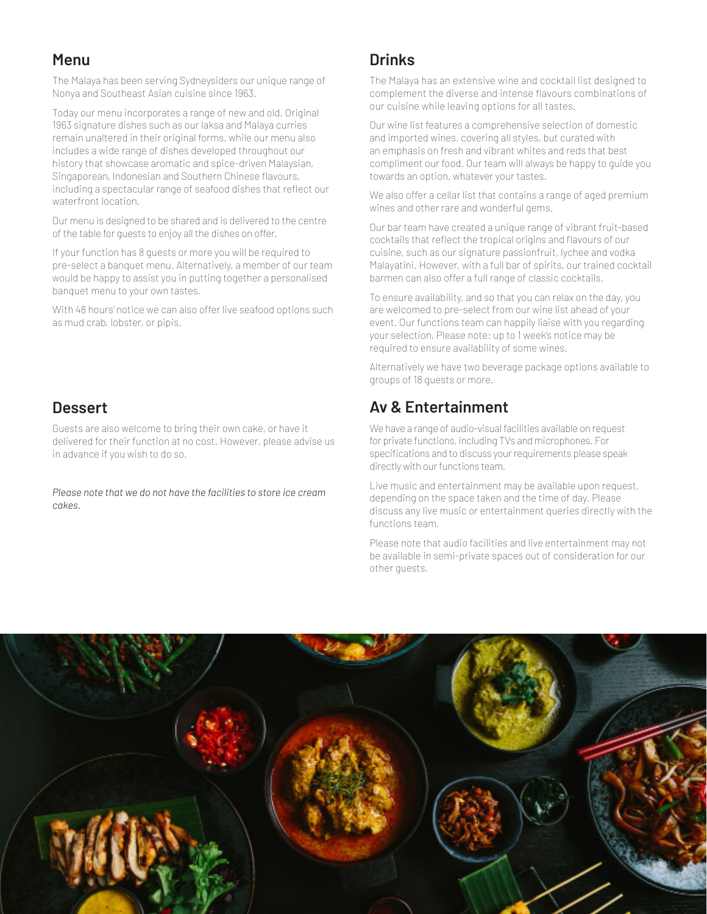## Menu

The Malaya has been serving Sydneysiders our unique range of Nonya and Southeast Asian cuisine since 1963.

Today our menu incorporates a range of new and old. Original 1963 signature dishes such as our laksa and Malaya curries remain unaltered in their original forms, while our menu also includes a wide range of dishes developed throughout our history that showcase aromatic and spice-driven Malaysian, Singaporean, Indonesian and Southern Chinese flavours, including a spectacular range of seafood dishes that reflect our waterfront location.

Our menu is designed to be shared and is delivered to the centre of the table for guests to enjoy all the dishes on offer.

If your function has 8 guests or more you will be required to pre-select a banquet menu. Alternatively, a member of our team would be happy to assist you in putting together a personalised banquet menu to your own tastes.

With 48 hours' notice we can also offer live seafood options such as mud crab, lobster, or pipis.

## Dessert

Guests are also welcome to bring their own cake, or have it delivered for their function at no cost. However, please advise us in advance if you wish to do so.

*Please note that we do not have the facilities to store ice cream cakes.*

## Drinks

The Malaya has an extensive wine and cocktail list designed to complement the diverse and intense flavours combinations of our cuisine while leaving options for all tastes.

Our wine list features a comprehensive selection of domestic and imported wines, covering all styles, but curated with an emphasis on fresh and vibrant whites and reds that best compliment our food. Our team will always be happy to guide you towards an option, whatever your tastes.

We also offer a cellar list that contains a range of aged premium wines and other rare and wonderful gems.

Our bar team have created a unique range of vibrant fruit-based cocktails that reflect the tropical origins and flavours of our cuisine, such as our signature passionfruit, lychee and vodka Malayatini. However, with a full bar of spirits, our trained cocktail barmen can also offer a full range of classic cocktails.

To ensure availability, and so that you can relax on the day, you are welcomed to pre-select from our wine list ahead of your event. Our functions team can happily liaise with you regarding your selection. Please note: up to 1 week's notice may be required to ensure availability of some wines.

Alternatively we have two beverage package options available to groups of 18 guests or more.

## Av & Entertainment

We have a range of audio-visual facilities available on request for private functions, including TVs and microphones. For specifications and to discuss your requirements please speak directly with our functions team.

Live music and entertainment may be available upon request, depending on the space taken and the time of day. Please discuss any live music or entertainment queries directly with the functions team.

Please note that audio facilities and live entertainment may not be available in semi-private spaces out of consideration for our other guests.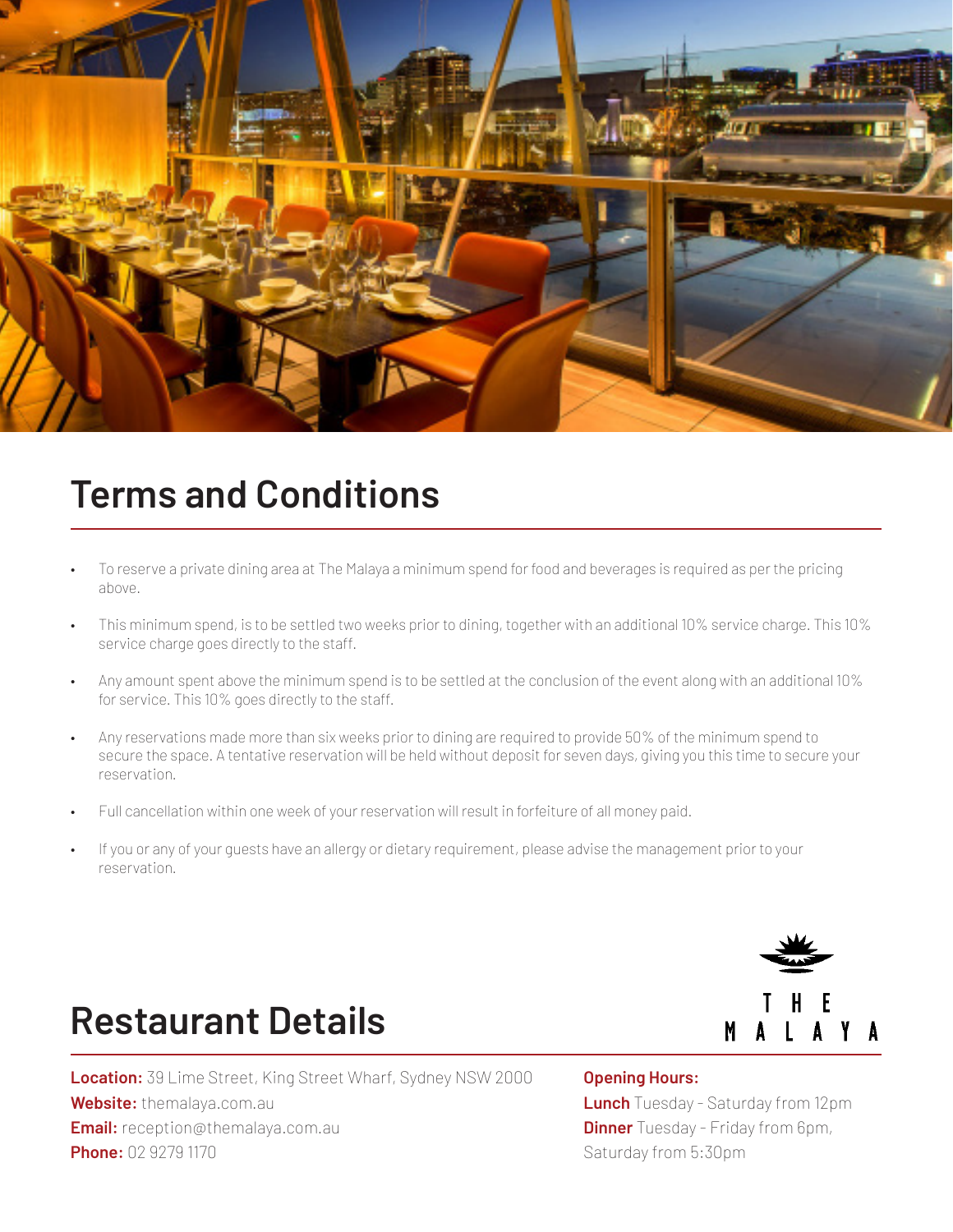# Terms and Conditions

- To reserve a private dining area at The Malaya a minimum spend for food and beverages is required as per the pricing above.
- This minimum spend, is to be settled two weeks prior to dining, together with an additional 10% service charge. This 10% service charge goes directly to the staff.
- Any amount spent above the minimum spend is to be settled at the conclusion of the event along with an additional 10% for service. This 10% goes directly to the staff.
- Any reservations made more than six weeks prior to dining are required to provide 50% of the minimum spend to secure the space. A tentative reservation will be held without deposit for seven days, giving you this time to secure your reservation.
- Full cancellation within one week of your reservation will result in forfeiture of all money paid.
- If you or any of your guests have an allergy or dietary requirement, please advise the management prior to your reservation.

# Restaurant Details

THE MALAYA

**Location:** 39 Lime Street, King Street Wharf, Sydney NSW 2000
**Website:** themalaya.com.au
**Email:** reception@themalaya.com.au
**Phone:** 02 9279 1170

**Opening Hours:**
**Lunch** Tuesday - Saturday from 12pm
**Dinner** Tuesday - Friday from 6pm, Saturday from 5:30pm